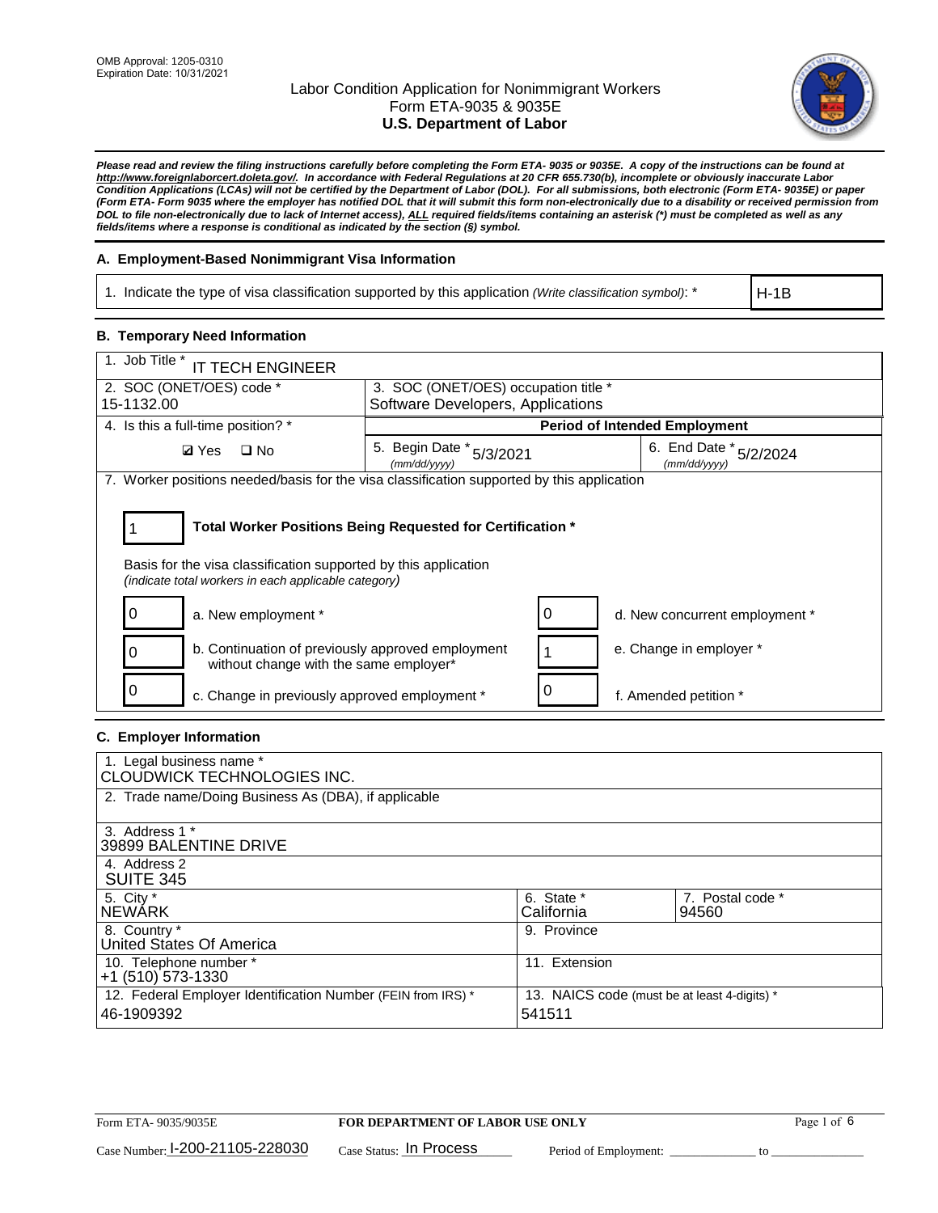OMB Approval: 1205-0310
Expiration Date: 10/31/2021

# Labor Condition Application for Nonimmigrant Workers
## Form ETA-9035 & 9035E
## U.S. Department of Labor

***Please read and review the filing instructions carefully before completing the Form ETA- 9035 or 9035E. A copy of the instructions can be found at http://www.foreignlaborcert.doleta.gov/. In accordance with Federal Regulations at 20 CFR 655.730(b), incomplete or obviously inaccurate Labor Condition Applications (LCAs) will not be certified by the Department of Labor (DOL). For all submissions, both electronic (Form ETA- 9035E) or paper (Form ETA- Form 9035 where the employer has notified DOL that it will submit this form non-electronically due to a disability or received permission from DOL to file non-electronically due to lack of Internet access), ALL required fields/items containing an asterisk (*) must be completed as well as any fields/items where a response is conditional as indicated by the section (§) symbol.***

### A. Employment-Based Nonimmigrant Visa Information

| 1. Indicate the type of visa classification supported by this application *(Write classification symbol)*: * | H-1B |
|---|---|

### B. Temporary Need Information

| 1. Job Title * IT TECH ENGINEER | | |
|---|---|---|
| 2. SOC (ONET/OES) code * 15-1132.00 | 3. SOC (ONET/OES) occupation title * Software Developers, Applications | |
| 4. Is this a full-time position? * | Period of Intended Employment | |
| ☑ Yes ☐ No | 5. Begin Date * (mm/dd/yyyy) 5/3/2021 | 6. End Date * (mm/dd/yyyy) 5/2/2024 |

7. Worker positions needed/basis for the visa classification supported by this application

**1** — **Total Worker Positions Being Requested for Certification ***

Basis for the visa classification supported by this application
*(indicate total workers in each applicable category)*

| | | | |
|---|---|---|---|
| 0 | a. New employment * | 0 | d. New concurrent employment * |
| 0 | b. Continuation of previously approved employment without change with the same employer* | 1 | e. Change in employer * |
| 0 | c. Change in previously approved employment * | 0 | f. Amended petition * |

### C. Employer Information

| | | |
|---|---|---|
| 1. Legal business name * CLOUDWICK TECHNOLOGIES INC. | | |
| 2. Trade name/Doing Business As (DBA), if applicable | | |
| 3. Address 1 * 39899 BALENTINE DRIVE | | |
| 4. Address 2 SUITE 345 | | |
| 5. City * NEWARK | 6. State * California | 7. Postal code * 94560 |
| 8. Country * United States Of America | 9. Province | |
| 10. Telephone number * +1 (510) 573-1330 | 11. Extension | |
| 12. Federal Employer Identification Number (FEIN from IRS) * 46-1909392 | 13. NAICS code (must be at least 4-digits) * 541511 | |

Form ETA- 9035/9035E — **FOR DEPARTMENT OF LABOR USE ONLY**

Case Number: I-200-21105-228030 Case Status: In Process Period of Employment: _____________ to _____________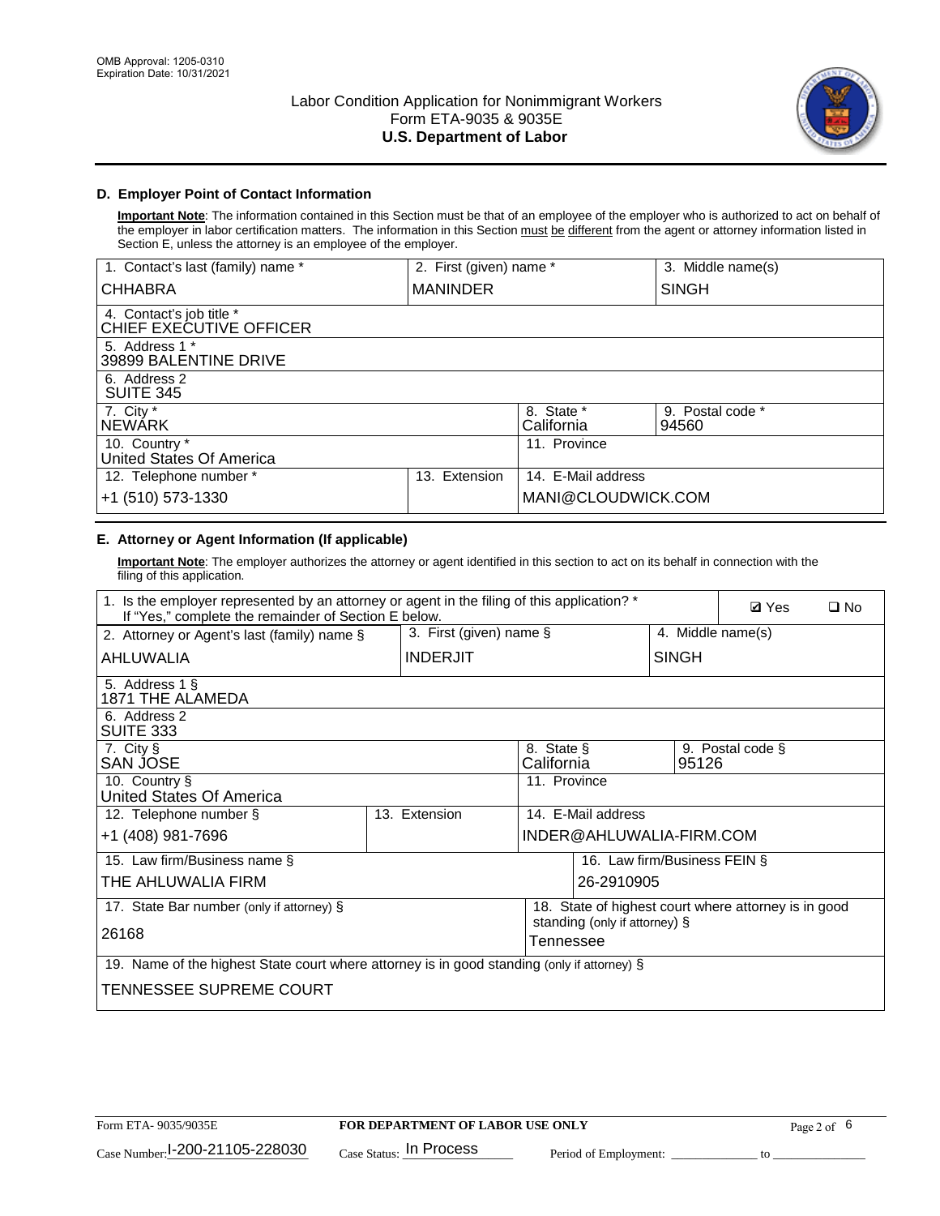## D. Employer Point of Contact Information

**Important Note**: The information contained in this Section must be that of an employee of the employer who is authorized to act on behalf of the employer in labor certification matters. The information in this Section must be different from the agent or attorney information listed in Section E, unless the attorney is an employee of the employer.

| 1. Contact's last (family) name * | 2. First (given) name * | 3. Middle name(s) |
|---|---|---|
| CHHABRA | MANINDER | SINGH |
| 4. Contact's job title * CHIEF EXECUTIVE OFFICER | | |
| 5. Address 1 * 39899 BALENTINE DRIVE | | |
| 6. Address 2 SUITE 345 | | |
| 7. City * NEWARK | 8. State * California | 9. Postal code * 94560 |
| 10. Country * United States Of America | 11. Province | |
| 12. Telephone number * +1 (510) 573-1330 | 13. Extension | 14. E-Mail address MANI@CLOUDWICK.COM |

## E. Attorney or Agent Information (If applicable)

**Important Note**: The employer authorizes the attorney or agent identified in this section to act on its behalf in connection with the filing of this application.

| 1. Is the employer represented by an attorney or agent in the filing of this application? * If "Yes," complete the remainder of Section E below. | | ☑ Yes ☐ No |
|---|---|---|
| 2. Attorney or Agent's last (family) name § AHLUWALIA | 3. First (given) name § INDERJIT | 4. Middle name(s) SINGH |
| 5. Address 1 § 1871 THE ALAMEDA | | |
| 6. Address 2 SUITE 333 | | |
| 7. City § SAN JOSE | 8. State § California | 9. Postal code § 95126 |
| 10. Country § United States Of America | 11. Province | |
| 12. Telephone number § +1 (408) 981-7696 | 13. Extension | 14. E-Mail address INDER@AHLUWALIA-FIRM.COM |
| 15. Law firm/Business name § THE AHLUWALIA FIRM | | 16. Law firm/Business FEIN § 26-2910905 |
| 17. State Bar number (only if attorney) § 26168 | | 18. State of highest court where attorney is in good standing (only if attorney) § Tennessee |
| 19. Name of the highest State court where attorney is in good standing (only if attorney) § TENNESSEE SUPREME COURT | | |

Form ETA- 9035/9035E | FOR DEPARTMENT OF LABOR USE ONLY

Case Number: I-200-21105-228030 Case Status: In Process Period of Employment: _____________ to _____________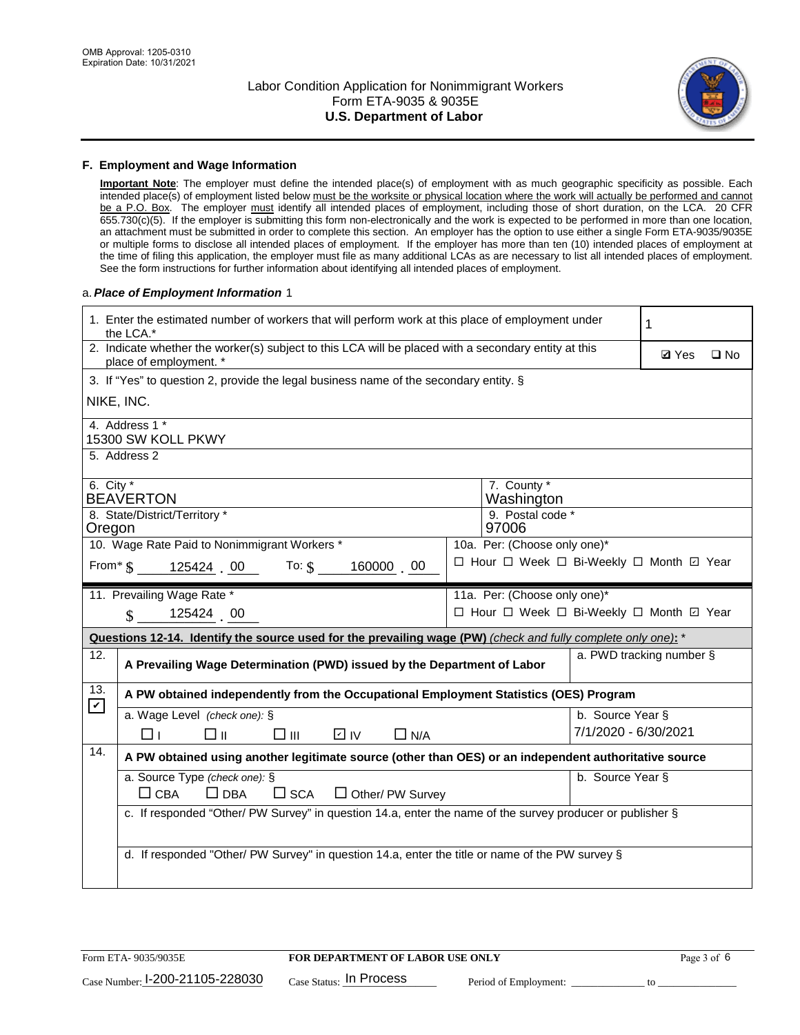OMB Approval: 1205-0310
Expiration Date: 10/31/2021

# Labor Condition Application for Nonimmigrant Workers
## Form ETA-9035 & 9035E
## U.S. Department of Labor

### F. Employment and Wage Information

**Important Note**: The employer must define the intended place(s) of employment with as much geographic specificity as possible. Each intended place(s) of employment listed below must be the worksite or physical location where the work will actually be performed and cannot be a P.O. Box. The employer must identify all intended places of employment, including those of short duration, on the LCA. 20 CFR 655.730(c)(5). If the employer is submitting this form non-electronically and the work is expected to be performed in more than one location, an attachment must be submitted in order to complete this section. An employer has the option to use either a single Form ETA-9035/9035E or multiple forms to disclose all intended places of employment. If the employer has more than ten (10) intended places of employment at the time of filing this application, the employer must file as many additional LCAs as are necessary to list all intended places of employment. See the form instructions for further information about identifying all intended places of employment.

a. ***Place of Employment Information*** 1

1. Enter the estimated number of workers that will perform work at this place of employment under the LCA.* **1**

2. Indicate whether the worker(s) subject to this LCA will be placed with a secondary entity at this place of employment. * ☑ Yes ☐ No

3. If "Yes" to question 2, provide the legal business name of the secondary entity. §
NIKE, INC.

4. Address 1 *
15300 SW KOLL PKWY

5. Address 2

6. City *
BEAVERTON

7. County *
Washington

8. State/District/Territory *
Oregon

9. Postal code *
97006

10. Wage Rate Paid to Nonimmigrant Workers *
From* $ 125424 . 00 To: $ 160000 . 00

10a. Per: (Choose only one)*
☐ Hour ☐ Week ☐ Bi-Weekly ☐ Month ☑ Year

11. Prevailing Wage Rate *
$ 125424 . 00

11a. Per: (Choose only one)*
☐ Hour ☐ Week ☐ Bi-Weekly ☐ Month ☑ Year

**Questions 12-14. Identify the source used for the prevailing wage (PW)** *(check and fully complete only one)*: *

12. ☐ **A Prevailing Wage Determination (PWD) issued by the Department of Labor**
a. PWD tracking number §

13. ☑ **A PW obtained independently from the Occupational Employment Statistics (OES) Program**
a. Wage Level *(check one)*: § ☐ I ☐ II ☐ III ☑ IV ☐ N/A
b. Source Year § 7/1/2020 - 6/30/2021

14. ☐ **A PW obtained using another legitimate source (other than OES) or an independent authoritative source**
a. Source Type *(check one)*: § ☐ CBA ☐ DBA ☐ SCA ☐ Other/ PW Survey
b. Source Year §
c. If responded "Other/ PW Survey" in question 14.a, enter the name of the survey producer or publisher §
d. If responded "Other/ PW Survey" in question 14.a, enter the title or name of the PW survey §

Form ETA- 9035/9035E | **FOR DEPARTMENT OF LABOR USE ONLY**
Case Number: I-200-21105-228030 Case Status: In Process Period of Employment: _____________ to _____________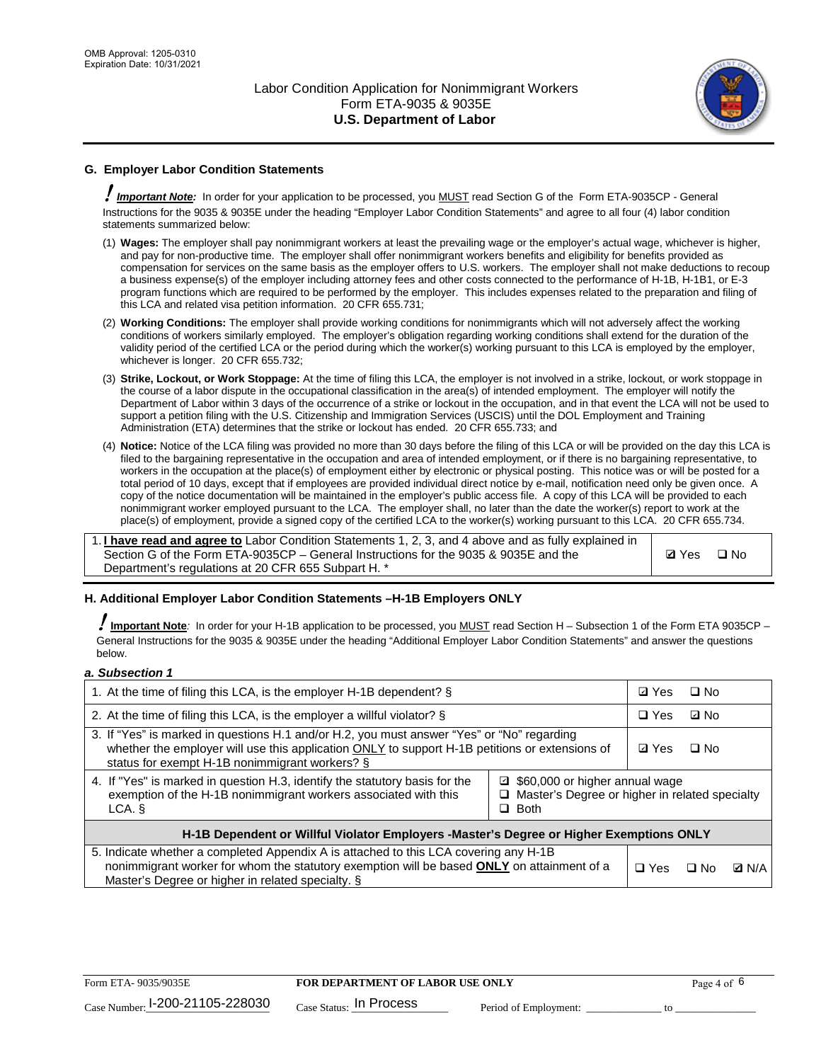## G. Employer Labor Condition Statements

**! Important Note:** In order for your application to be processed, you MUST read Section G of the Form ETA-9035CP - General Instructions for the 9035 & 9035E under the heading "Employer Labor Condition Statements" and agree to all four (4) labor condition statements summarized below:

(1) **Wages:** The employer shall pay nonimmigrant workers at least the prevailing wage or the employer's actual wage, whichever is higher, and pay for non-productive time. The employer shall offer nonimmigrant workers benefits and eligibility for benefits provided as compensation for services on the same basis as the employer offers to U.S. workers. The employer shall not make deductions to recoup a business expense(s) of the employer including attorney fees and other costs connected to the performance of H-1B, H-1B1, or E-3 program functions which are required to be performed by the employer. This includes expenses related to the preparation and filing of this LCA and related visa petition information. 20 CFR 655.731;

(2) **Working Conditions:** The employer shall provide working conditions for nonimmigrants which will not adversely affect the working conditions of workers similarly employed. The employer's obligation regarding working conditions shall extend for the duration of the validity period of the certified LCA or the period during which the worker(s) working pursuant to this LCA is employed by the employer, whichever is longer. 20 CFR 655.732;

(3) **Strike, Lockout, or Work Stoppage:** At the time of filing this LCA, the employer is not involved in a strike, lockout, or work stoppage in the course of a labor dispute in the occupational classification in the area(s) of intended employment. The employer will notify the Department of Labor within 3 days of the occurrence of a strike or lockout in the occupation, and in that event the LCA will not be used to support a petition filing with the U.S. Citizenship and Immigration Services (USCIS) until the DOL Employment and Training Administration (ETA) determines that the strike or lockout has ended. 20 CFR 655.733; and

(4) **Notice:** Notice of the LCA filing was provided no more than 30 days before the filing of this LCA or will be provided on the day this LCA is filed to the bargaining representative in the occupation and area of intended employment, or if there is no bargaining representative, to workers in the occupation at the place(s) of employment either by electronic or physical posting. This notice was or will be posted for a total period of 10 days, except that if employees are provided individual direct notice by e-mail, notification need only be given once. A copy of the notice documentation will be maintained in the employer's public access file. A copy of this LCA will be provided to each nonimmigrant worker employed pursuant to the LCA. The employer shall, no later than the date the worker(s) report to work at the place(s) of employment, provide a signed copy of the certified LCA to the worker(s) working pursuant to this LCA. 20 CFR 655.734.

| 1. **I have read and agree to** Labor Condition Statements 1, 2, 3, and 4 above and as fully explained in Section G of the Form ETA-9035CP – General Instructions for the 9035 & 9035E and the Department's regulations at 20 CFR 655 Subpart H. * | ☑ Yes ☐ No |
|---|---|

## H. Additional Employer Labor Condition Statements –H-1B Employers ONLY

**! Important Note:** In order for your H-1B application to be processed, you MUST read Section H – Subsection 1 of the Form ETA 9035CP – General Instructions for the 9035 & 9035E under the heading "Additional Employer Labor Condition Statements" and answer the questions below.

***a. Subsection 1***

| Question | | Answer |
|---|---|---|
| 1. At the time of filing this LCA, is the employer H-1B dependent? § | | ☑ Yes ☐ No |
| 2. At the time of filing this LCA, is the employer a willful violator? § | | ☐ Yes ☑ No |
| 3. If "Yes" is marked in questions H.1 and/or H.2, you must answer "Yes" or "No" regarding whether the employer will use this application ONLY to support H-1B petitions or extensions of status for exempt H-1B nonimmigrant workers? § | | ☑ Yes ☐ No |
| 4. If "Yes" is marked in question H.3, identify the statutory basis for the exemption of the H-1B nonimmigrant workers associated with this LCA. § | ☑ $60,000 or higher annual wage<br>☐ Master's Degree or higher in related specialty<br>☐ Both | |
| **H-1B Dependent or Willful Violator Employers -Master's Degree or Higher Exemptions ONLY** | | |
| 5. Indicate whether a completed Appendix A is attached to this LCA covering any H-1B nonimmigrant worker for whom the statutory exemption will be based **ONLY** on attainment of a Master's Degree or higher in related specialty. § | | ☐ Yes ☐ No ☑ N/A |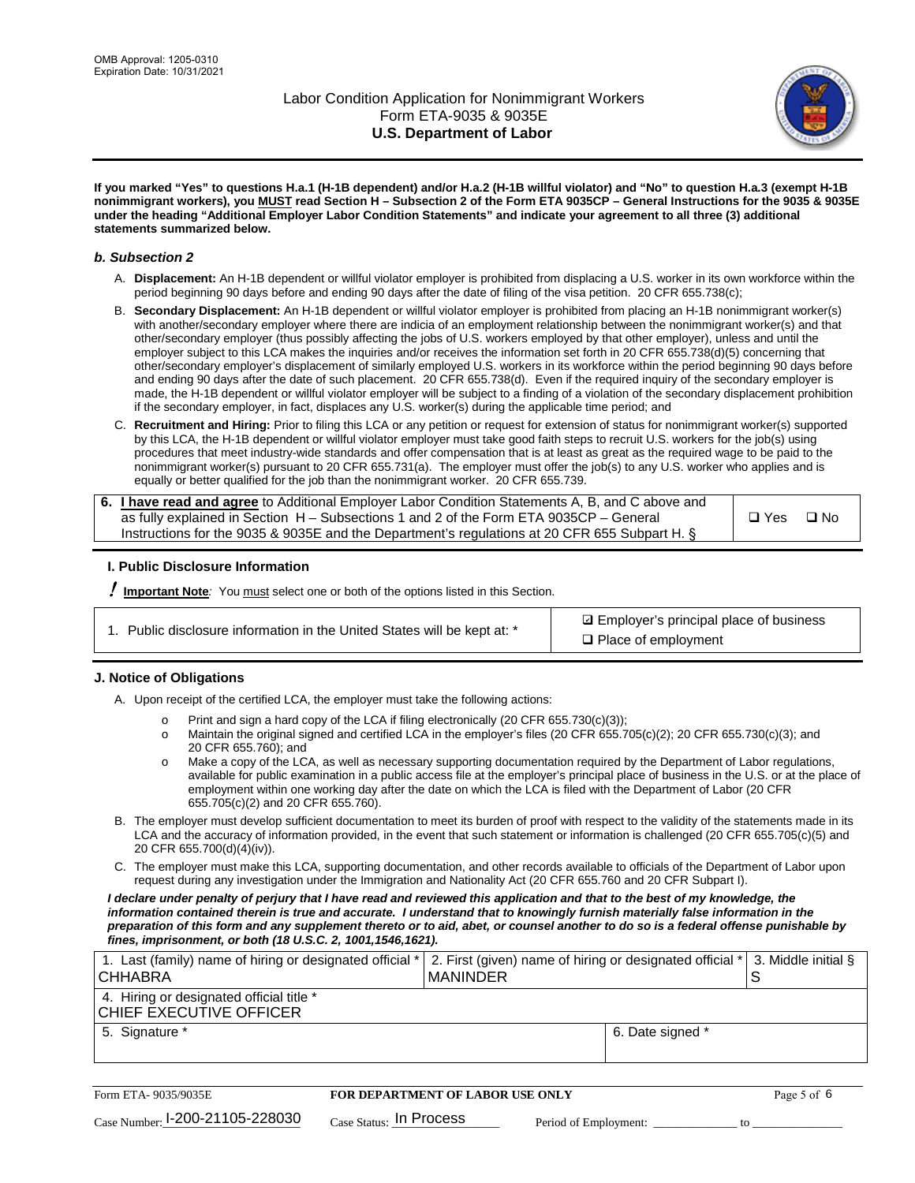**If you marked "Yes" to questions H.a.1 (H-1B dependent) and/or H.a.2 (H-1B willful violator) and "No" to question H.a.3 (exempt H-1B nonimmigrant workers), you MUST read Section H – Subsection 2 of the Form ETA 9035CP – General Instructions for the 9035 & 9035E under the heading "Additional Employer Labor Condition Statements" and indicate your agreement to all three (3) additional statements summarized below.**

### *b. Subsection 2*

A. **Displacement:** An H-1B dependent or willful violator employer is prohibited from displacing a U.S. worker in its own workforce within the period beginning 90 days before and ending 90 days after the date of filing of the visa petition. 20 CFR 655.738(c);

B. **Secondary Displacement:** An H-1B dependent or willful violator employer is prohibited from placing an H-1B nonimmigrant worker(s) with another/secondary employer where there are indicia of an employment relationship between the nonimmigrant worker(s) and that other/secondary employer (thus possibly affecting the jobs of U.S. workers employed by that other employer), unless and until the employer subject to this LCA makes the inquiries and/or receives the information set forth in 20 CFR 655.738(d)(5) concerning that other/secondary employer's displacement of similarly employed U.S. workers in its workforce within the period beginning 90 days before and ending 90 days after the date of such placement. 20 CFR 655.738(d). Even if the required inquiry of the secondary employer is made, the H-1B dependent or willful violator employer will be subject to a finding of a violation of the secondary displacement prohibition if the secondary employer, in fact, displaces any U.S. worker(s) during the applicable time period; and

C. **Recruitment and Hiring:** Prior to filing this LCA or any petition or request for extension of status for nonimmigrant worker(s) supported by this LCA, the H-1B dependent or willful violator employer must take good faith steps to recruit U.S. workers for the job(s) using procedures that meet industry-wide standards and offer compensation that is at least as great as the required wage to be paid to the nonimmigrant worker(s) pursuant to 20 CFR 655.731(a). The employer must offer the job(s) to any U.S. worker who applies and is equally or better qualified for the job than the nonimmigrant worker. 20 CFR 655.739.

| 6. **I have read and agree** to Additional Employer Labor Condition Statements A, B, and C above and as fully explained in Section H – Subsections 1 and 2 of the Form ETA 9035CP – General Instructions for the 9035 & 9035E and the Department's regulations at 20 CFR 655 Subpart H. § | ❑ Yes ❑ No |
|---|---|

### I. Public Disclosure Information

**! Important Note:** You must select one or both of the options listed in this Section.

| 1. Public disclosure information in the United States will be kept at: * | ☑ Employer's principal place of business<br>❑ Place of employment |
|---|---|

### J. Notice of Obligations

A. Upon receipt of the certified LCA, the employer must take the following actions:

- Print and sign a hard copy of the LCA if filing electronically (20 CFR 655.730(c)(3));
- Maintain the original signed and certified LCA in the employer's files (20 CFR 655.705(c)(2); 20 CFR 655.730(c)(3); and 20 CFR 655.760); and
- Make a copy of the LCA, as well as necessary supporting documentation required by the Department of Labor regulations, available for public examination in a public access file at the employer's principal place of business in the U.S. or at the place of employment within one working day after the date on which the LCA is filed with the Department of Labor (20 CFR 655.705(c)(2) and 20 CFR 655.760).

B. The employer must develop sufficient documentation to meet its burden of proof with respect to the validity of the statements made in its LCA and the accuracy of information provided, in the event that such statement or information is challenged (20 CFR 655.705(c)(5) and 20 CFR 655.700(d)(4)(iv)).

C. The employer must make this LCA, supporting documentation, and other records available to officials of the Department of Labor upon request during any investigation under the Immigration and Nationality Act (20 CFR 655.760 and 20 CFR Subpart I).

***I declare under penalty of perjury that I have read and reviewed this application and that to the best of my knowledge, the information contained therein is true and accurate. I understand that to knowingly furnish materially false information in the preparation of this form and any supplement thereto or to aid, abet, or counsel another to do so is a federal offense punishable by fines, imprisonment, or both (18 U.S.C. 2, 1001,1546,1621).***

| 1. Last (family) name of hiring or designated official *<br>CHHABRA | 2. First (given) name of hiring or designated official *<br>MANINDER | 3. Middle initial §<br>S |
|---|---|---|
| 4. Hiring or designated official title *<br>CHIEF EXECUTIVE OFFICER | | |
| 5. Signature * | 6. Date signed * | |

Form ETA- 9035/9035E | **FOR DEPARTMENT OF LABOR USE ONLY**

Case Number: I-200-21105-228030 Case Status: In Process Period of Employment: _____________ to _____________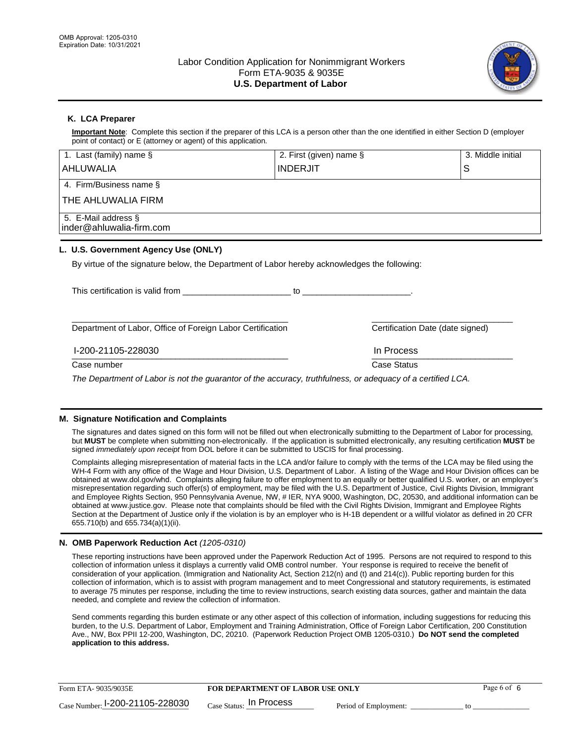## K. LCA Preparer

**Important Note**: Complete this section if the preparer of this LCA is a person other than the one identified in either Section D (employer point of contact) or E (attorney or agent) of this application.

| 1. Last (family) name § | 2. First (given) name § | 3. Middle initial |
|---|---|---|
| AHLUWALIA | INDERJIT | S |
| 4. Firm/Business name § | | |
| THE AHLUWALIA FIRM | | |
| 5. E-Mail address § | | |
| inder@ahluwalia-firm.com | | |

## L. U.S. Government Agency Use (ONLY)

By virtue of the signature below, the Department of Labor hereby acknowledges the following:

This certification is valid from ______________________ to ______________________.

Department of Labor, Office of Foreign Labor Certification

Certification Date (date signed)

I-200-21105-228030

Case number

In Process

Case Status

*The Department of Labor is not the guarantor of the accuracy, truthfulness, or adequacy of a certified LCA.*

## M. Signature Notification and Complaints

The signatures and dates signed on this form will not be filled out when electronically submitting to the Department of Labor for processing, but **MUST** be complete when submitting non-electronically. If the application is submitted electronically, any resulting certification **MUST** be signed *immediately upon receipt* from DOL before it can be submitted to USCIS for final processing.

Complaints alleging misrepresentation of material facts in the LCA and/or failure to comply with the terms of the LCA may be filed using the WH-4 Form with any office of the Wage and Hour Division, U.S. Department of Labor. A listing of the Wage and Hour Division offices can be obtained at www.dol.gov/whd. Complaints alleging failure to offer employment to an equally or better qualified U.S. worker, or an employer's misrepresentation regarding such offer(s) of employment, may be filed with the U.S. Department of Justice, Civil Rights Division, Immigrant and Employee Rights Section, 950 Pennsylvania Avenue, NW, # IER, NYA 9000, Washington, DC, 20530, and additional information can be obtained at www.justice.gov. Please note that complaints should be filed with the Civil Rights Division, Immigrant and Employee Rights Section at the Department of Justice only if the violation is by an employer who is H-1B dependent or a willful violator as defined in 20 CFR 655.710(b) and 655.734(a)(1)(ii).

## N. OMB Paperwork Reduction Act *(1205-0310)*

These reporting instructions have been approved under the Paperwork Reduction Act of 1995. Persons are not required to respond to this collection of information unless it displays a currently valid OMB control number. Your response is required to receive the benefit of consideration of your application. (Immigration and Nationality Act, Section 212(n) and (t) and 214(c)). Public reporting burden for this collection of information, which is to assist with program management and to meet Congressional and statutory requirements, is estimated to average 75 minutes per response, including the time to review instructions, search existing data sources, gather and maintain the data needed, and complete and review the collection of information.

Send comments regarding this burden estimate or any other aspect of this collection of information, including suggestions for reducing this burden, to the U.S. Department of Labor, Employment and Training Administration, Office of Foreign Labor Certification, 200 Constitution Ave., NW, Box PPII 12-200, Washington, DC, 20210. (Paperwork Reduction Project OMB 1205-0310.) **Do NOT send the completed application to this address.**